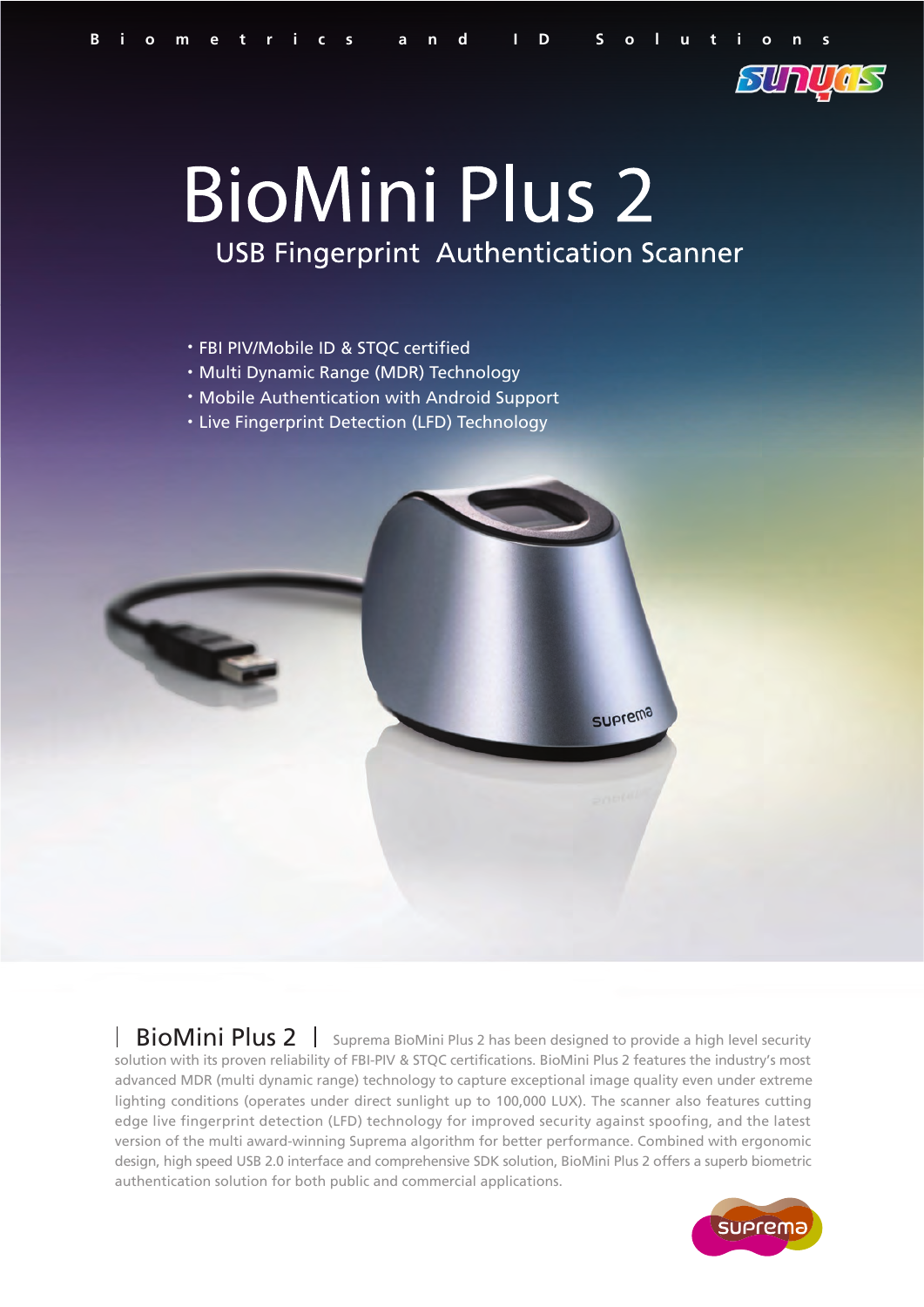Biometrics and ID Solutions

# BioMini Plus 2

## USB Fingerprint Authentication Scanner

- FBI PIV/Mobile ID & STQC certified
- Multi Dynamic Range (MDR) Technology
- Mobile Authentication with Android Support
- Live Fingerprint Detection (LFD) Technology

**BioMini Plus 2** | Suprema BioMini Plus 2 has been designed to provide a high level security solution with its proven reliability of FBI-PIV & STQC certifications. BioMini Plus 2 features the industry's most advanced MDR (multi dynamic range) technology to capture exceptional image quality even under extreme lighting conditions (operates under direct sunlight up to 100,000 LUX). The scanner also features cutting edge live fingerprint detection (LFD) technology for improved security against spoofing, and the latest version of the multi award-winning Suprema algorithm for better performance. Combined with ergonomic design, high speed USB 2.0 interface and comprehensive SDK solution, BioMini Plus 2 offers a superb biometric authentication solution for both public and commercial applications.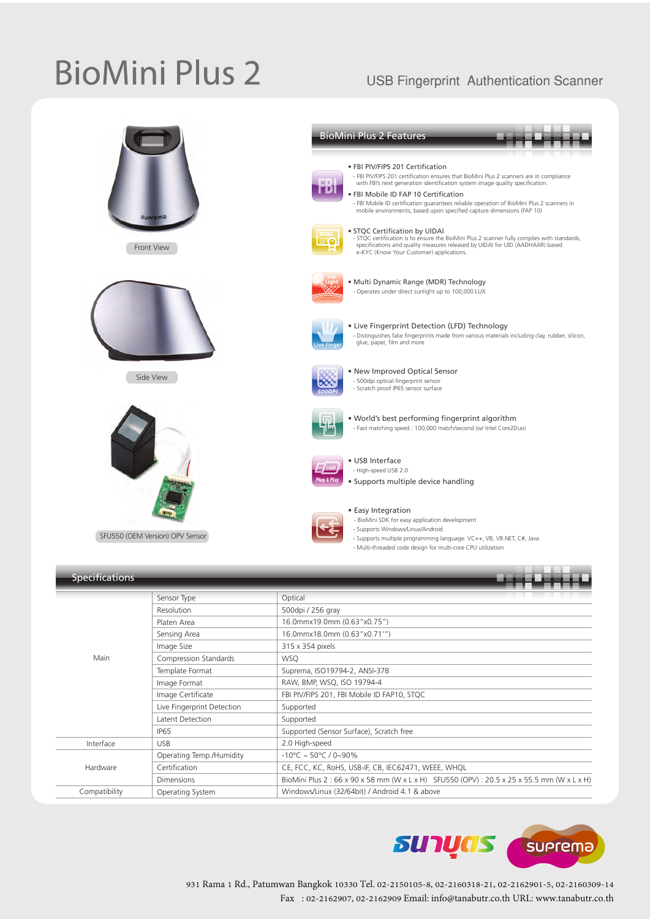# BioMini Plus 2

USB Fingerprint Authentication Scanner

Front View

Side View

SFU550 (OEM Version) OPV Sensor

## BioMini Plus 2 Features

- FBI PIV/FIPS 201 Certification
  - FBI PIV/FIPS 201 certification ensures that BioMini Plus 2 scanners are in compliance with FBI's next generation identification system image quality specification.
- FBI Mobile ID FAP 10 Certification
  - FBI Mobile ID certification guarantees reliable operation of BioMini Plus 2 scanners in mobile environments, based upon specified capture dimensions (FAP 10)
- STQC Certification by UIDAI
  - STQC certification is to ensure the BioMini Plus 2 scanner fully complies with standards, specifications and quality measures released by UIDAI for UID (AADHAAR) based e-KYC (Know Your Customer) applications.
- Multi Dynamic Range (MDR) Technology
  - Operates under direct sunlight up to 100,000 LUX
- Live Fingerprint Detection (LFD) Technology
  - Distinguishes fake fingerprints made from various materials including clay, rubber, silicon, glue, paper, film and more
- New Improved Optical Sensor
  - 500dpi optical fingerprint sensor
  - Scratch proof IP65 sensor surface
- World's best performing fingerprint algorithm
  - Fast matching speed : 100,000 match/second (w/ Intel Core2Duo)
- USB Interface
  - High-speed USB 2.0
- Supports multiple device handling
- Easy Integration
  - BioMini SDK for easy application development
  - Supports Windows/Linux/Android
  - Supports multiple programming language: VC++, VB, VB.NET, C#, Java
  - Multi-threaded code design for multi-core CPU utilization

## Specifications

| | | |
|---|---|---|
| Main | Sensor Type | Optical |
| | Resolution | 500dpi / 256 gray |
| | Platen Area | 16.0mmx19.0mm (0.63"x0.75") |
| | Sensing Area | 16.0mmx18.0mm (0.63"x0.71'") |
| | Image Size | 315 x 354 pixels |
| | Compression Standards | WSQ |
| | Template Format | Suprema, ISO19794-2, ANSI-378 |
| | Image Format | RAW, BMP, WSQ, ISO 19794-4 |
| | Image Certificate | FBI PIV/FIPS 201, FBI Mobile ID FAP10, STQC |
| | Live Fingerprint Detection | Supported |
| | Latent Detection | Supported |
| | IP65 | Supported (Sensor Surface), Scratch free |
| Interface | USB | 2.0 High-speed |
| Hardware | Operating Temp./Humidity | -10°C ~ 50°C / 0~90% |
| | Certification | CE, FCC, KC, RoHS, USB-IF, CB, IEC62471, WEEE, WHQL |
| | Dimensions | BioMini Plus 2 : 66 x 90 x 58 mm (W x L x H) SFU550 (OPV) : 20.5 x 25 x 55.5 mm (W x L x H) |
| Compatibility | Operating System | Windows/Linux (32/64bit) / Android 4.1 & above |

931 Rama 1 Rd., Patumwan Bangkok 10330 Tel. 02-2150105-8, 02-2160318-21, 02-2162901-5, 02-2160309-14
Fax : 02-2162907, 02-2162909 Email: info@tanabutr.co.th URL: www.tanabutr.co.th